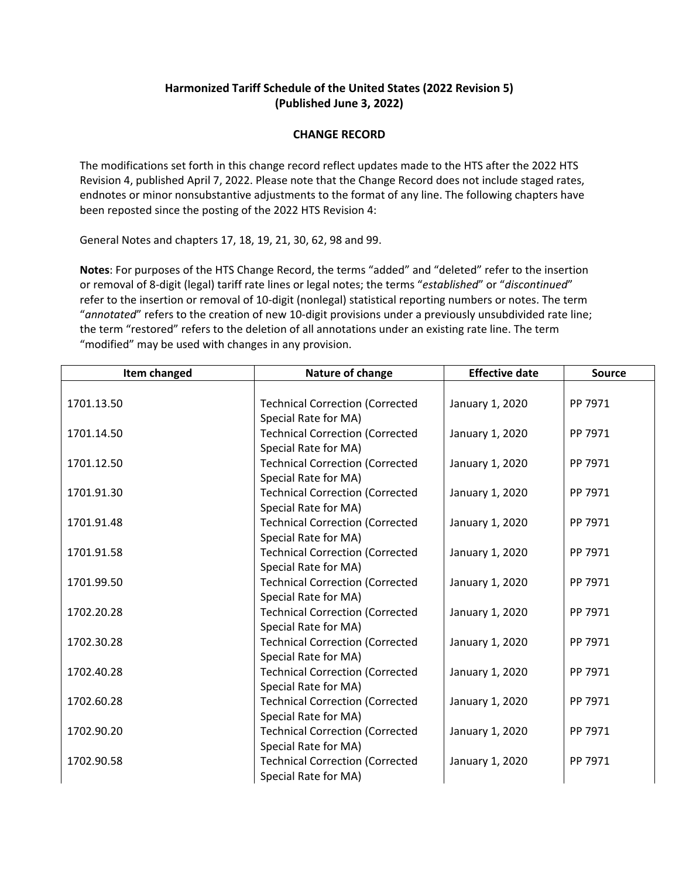**Harmonized Tariff Schedule of the United States (2022 Revision 5)**
**(Published June 3, 2022)**

**CHANGE RECORD**

The modifications set forth in this change record reflect updates made to the HTS after the 2022 HTS Revision 4, published April 7, 2022. Please note that the Change Record does not include staged rates, endnotes or minor nonsubstantive adjustments to the format of any line. The following chapters have been reposted since the posting of the 2022 HTS Revision 4:

General Notes and chapters 17, 18, 19, 21, 30, 62, 98 and 99.

**Notes**: For purposes of the HTS Change Record, the terms "added" and "deleted" refer to the insertion or removal of 8-digit (legal) tariff rate lines or legal notes; the terms "*established*" or "*discontinued*" refer to the insertion or removal of 10-digit (nonlegal) statistical reporting numbers or notes. The term "*annotated*" refers to the creation of new 10-digit provisions under a previously unsubdivided rate line; the term "restored" refers to the deletion of all annotations under an existing rate line. The term "modified" may be used with changes in any provision.

| Item changed | Nature of change | Effective date | Source |
|---|---|---|---|
| 1701.13.50 | Technical Correction (Corrected Special Rate for MA) | January 1, 2020 | PP 7971 |
| 1701.14.50 | Technical Correction (Corrected Special Rate for MA) | January 1, 2020 | PP 7971 |
| 1701.12.50 | Technical Correction (Corrected Special Rate for MA) | January 1, 2020 | PP 7971 |
| 1701.91.30 | Technical Correction (Corrected Special Rate for MA) | January 1, 2020 | PP 7971 |
| 1701.91.48 | Technical Correction (Corrected Special Rate for MA) | January 1, 2020 | PP 7971 |
| 1701.91.58 | Technical Correction (Corrected Special Rate for MA) | January 1, 2020 | PP 7971 |
| 1701.99.50 | Technical Correction (Corrected Special Rate for MA) | January 1, 2020 | PP 7971 |
| 1702.20.28 | Technical Correction (Corrected Special Rate for MA) | January 1, 2020 | PP 7971 |
| 1702.30.28 | Technical Correction (Corrected Special Rate for MA) | January 1, 2020 | PP 7971 |
| 1702.40.28 | Technical Correction (Corrected Special Rate for MA) | January 1, 2020 | PP 7971 |
| 1702.60.28 | Technical Correction (Corrected Special Rate for MA) | January 1, 2020 | PP 7971 |
| 1702.90.20 | Technical Correction (Corrected Special Rate for MA) | January 1, 2020 | PP 7971 |
| 1702.90.58 | Technical Correction (Corrected Special Rate for MA) | January 1, 2020 | PP 7971 |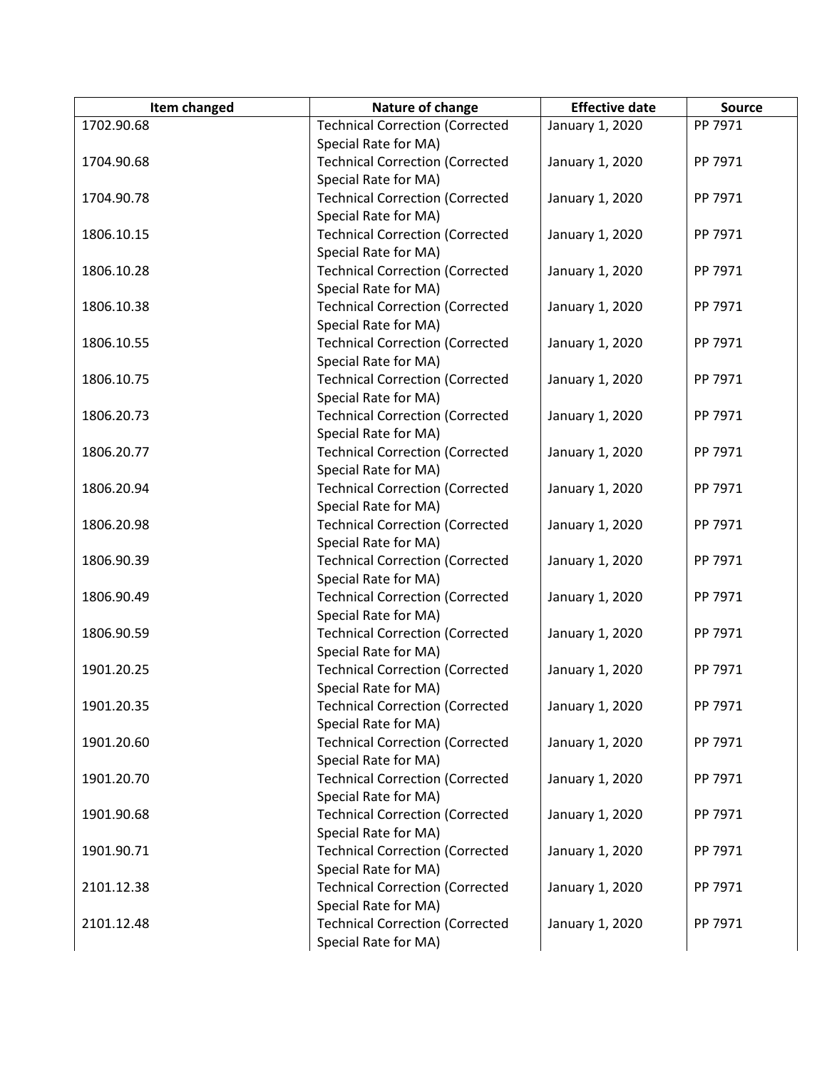| Item changed | Nature of change | Effective date | Source |
|---|---|---|---|
| 1702.90.68 | Technical Correction (Corrected Special Rate for MA) | January 1, 2020 | PP 7971 |
| 1704.90.68 | Technical Correction (Corrected Special Rate for MA) | January 1, 2020 | PP 7971 |
| 1704.90.78 | Technical Correction (Corrected Special Rate for MA) | January 1, 2020 | PP 7971 |
| 1806.10.15 | Technical Correction (Corrected Special Rate for MA) | January 1, 2020 | PP 7971 |
| 1806.10.28 | Technical Correction (Corrected Special Rate for MA) | January 1, 2020 | PP 7971 |
| 1806.10.38 | Technical Correction (Corrected Special Rate for MA) | January 1, 2020 | PP 7971 |
| 1806.10.55 | Technical Correction (Corrected Special Rate for MA) | January 1, 2020 | PP 7971 |
| 1806.10.75 | Technical Correction (Corrected Special Rate for MA) | January 1, 2020 | PP 7971 |
| 1806.20.73 | Technical Correction (Corrected Special Rate for MA) | January 1, 2020 | PP 7971 |
| 1806.20.77 | Technical Correction (Corrected Special Rate for MA) | January 1, 2020 | PP 7971 |
| 1806.20.94 | Technical Correction (Corrected Special Rate for MA) | January 1, 2020 | PP 7971 |
| 1806.20.98 | Technical Correction (Corrected Special Rate for MA) | January 1, 2020 | PP 7971 |
| 1806.90.39 | Technical Correction (Corrected Special Rate for MA) | January 1, 2020 | PP 7971 |
| 1806.90.49 | Technical Correction (Corrected Special Rate for MA) | January 1, 2020 | PP 7971 |
| 1806.90.59 | Technical Correction (Corrected Special Rate for MA) | January 1, 2020 | PP 7971 |
| 1901.20.25 | Technical Correction (Corrected Special Rate for MA) | January 1, 2020 | PP 7971 |
| 1901.20.35 | Technical Correction (Corrected Special Rate for MA) | January 1, 2020 | PP 7971 |
| 1901.20.60 | Technical Correction (Corrected Special Rate for MA) | January 1, 2020 | PP 7971 |
| 1901.20.70 | Technical Correction (Corrected Special Rate for MA) | January 1, 2020 | PP 7971 |
| 1901.90.68 | Technical Correction (Corrected Special Rate for MA) | January 1, 2020 | PP 7971 |
| 1901.90.71 | Technical Correction (Corrected Special Rate for MA) | January 1, 2020 | PP 7971 |
| 2101.12.38 | Technical Correction (Corrected Special Rate for MA) | January 1, 2020 | PP 7971 |
| 2101.12.48 | Technical Correction (Corrected Special Rate for MA) | January 1, 2020 | PP 7971 |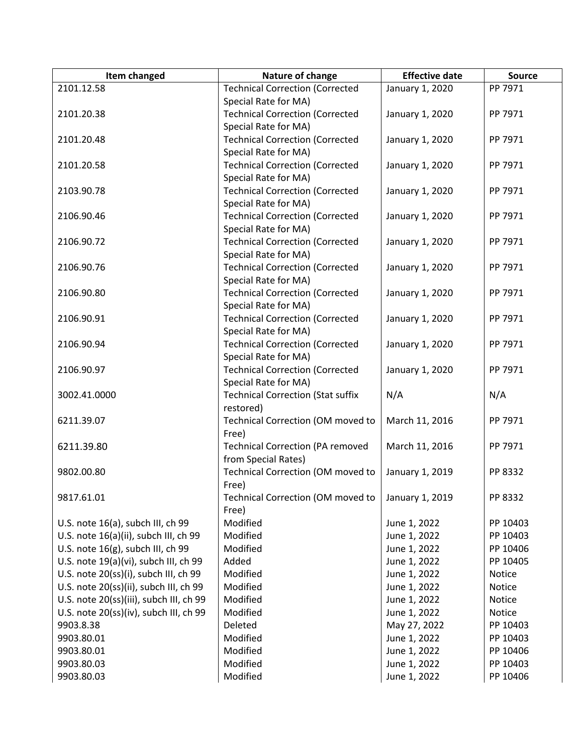| Item changed | Nature of change | Effective date | Source |
|---|---|---|---|
| 2101.12.58 | Technical Correction (Corrected Special Rate for MA) | January 1, 2020 | PP 7971 |
| 2101.20.38 | Technical Correction (Corrected Special Rate for MA) | January 1, 2020 | PP 7971 |
| 2101.20.48 | Technical Correction (Corrected Special Rate for MA) | January 1, 2020 | PP 7971 |
| 2101.20.58 | Technical Correction (Corrected Special Rate for MA) | January 1, 2020 | PP 7971 |
| 2103.90.78 | Technical Correction (Corrected Special Rate for MA) | January 1, 2020 | PP 7971 |
| 2106.90.46 | Technical Correction (Corrected Special Rate for MA) | January 1, 2020 | PP 7971 |
| 2106.90.72 | Technical Correction (Corrected Special Rate for MA) | January 1, 2020 | PP 7971 |
| 2106.90.76 | Technical Correction (Corrected Special Rate for MA) | January 1, 2020 | PP 7971 |
| 2106.90.80 | Technical Correction (Corrected Special Rate for MA) | January 1, 2020 | PP 7971 |
| 2106.90.91 | Technical Correction (Corrected Special Rate for MA) | January 1, 2020 | PP 7971 |
| 2106.90.94 | Technical Correction (Corrected Special Rate for MA) | January 1, 2020 | PP 7971 |
| 2106.90.97 | Technical Correction (Corrected Special Rate for MA) | January 1, 2020 | PP 7971 |
| 3002.41.0000 | Technical Correction (Stat suffix restored) | N/A | N/A |
| 6211.39.07 | Technical Correction (OM moved to Free) | March 11, 2016 | PP 7971 |
| 6211.39.80 | Technical Correction (PA removed from Special Rates) | March 11, 2016 | PP 7971 |
| 9802.00.80 | Technical Correction (OM moved to Free) | January 1, 2019 | PP 8332 |
| 9817.61.01 | Technical Correction (OM moved to Free) | January 1, 2019 | PP 8332 |
| U.S. note 16(a), subch III, ch 99 | Modified | June 1, 2022 | PP 10403 |
| U.S. note 16(a)(ii), subch III, ch 99 | Modified | June 1, 2022 | PP 10403 |
| U.S. note 16(g), subch III, ch 99 | Modified | June 1, 2022 | PP 10406 |
| U.S. note 19(a)(vi), subch III, ch 99 | Added | June 1, 2022 | PP 10405 |
| U.S. note 20(ss)(i), subch III, ch 99 | Modified | June 1, 2022 | Notice |
| U.S. note 20(ss)(ii), subch III, ch 99 | Modified | June 1, 2022 | Notice |
| U.S. note 20(ss)(iii), subch III, ch 99 | Modified | June 1, 2022 | Notice |
| U.S. note 20(ss)(iv), subch III, ch 99 | Modified | June 1, 2022 | Notice |
| 9903.8.38 | Deleted | May 27, 2022 | PP 10403 |
| 9903.80.01 | Modified | June 1, 2022 | PP 10403 |
| 9903.80.01 | Modified | June 1, 2022 | PP 10406 |
| 9903.80.03 | Modified | June 1, 2022 | PP 10403 |
| 9903.80.03 | Modified | June 1, 2022 | PP 10406 |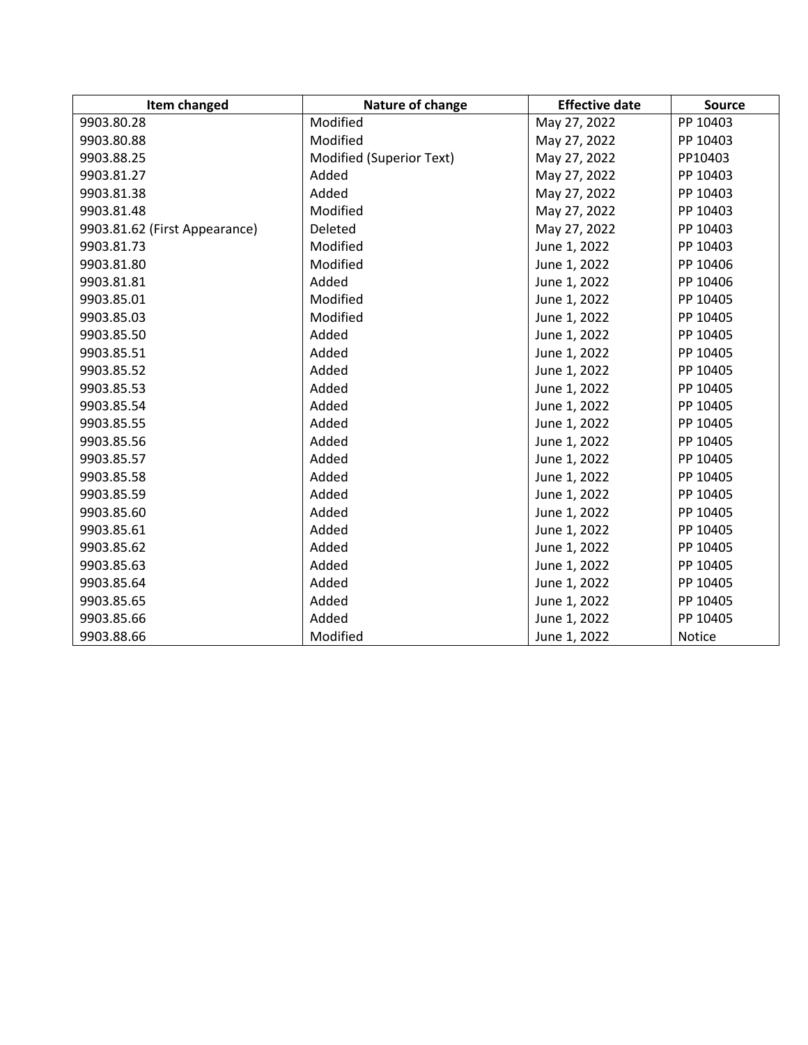| Item changed | Nature of change | Effective date | Source |
| --- | --- | --- | --- |
| 9903.80.28 | Modified | May 27, 2022 | PP 10403 |
| 9903.80.88 | Modified | May 27, 2022 | PP 10403 |
| 9903.88.25 | Modified (Superior Text) | May 27, 2022 | PP10403 |
| 9903.81.27 | Added | May 27, 2022 | PP 10403 |
| 9903.81.38 | Added | May 27, 2022 | PP 10403 |
| 9903.81.48 | Modified | May 27, 2022 | PP 10403 |
| 9903.81.62 (First Appearance) | Deleted | May 27, 2022 | PP 10403 |
| 9903.81.73 | Modified | June 1, 2022 | PP 10403 |
| 9903.81.80 | Modified | June 1, 2022 | PP 10406 |
| 9903.81.81 | Added | June 1, 2022 | PP 10406 |
| 9903.85.01 | Modified | June 1, 2022 | PP 10405 |
| 9903.85.03 | Modified | June 1, 2022 | PP 10405 |
| 9903.85.50 | Added | June 1, 2022 | PP 10405 |
| 9903.85.51 | Added | June 1, 2022 | PP 10405 |
| 9903.85.52 | Added | June 1, 2022 | PP 10405 |
| 9903.85.53 | Added | June 1, 2022 | PP 10405 |
| 9903.85.54 | Added | June 1, 2022 | PP 10405 |
| 9903.85.55 | Added | June 1, 2022 | PP 10405 |
| 9903.85.56 | Added | June 1, 2022 | PP 10405 |
| 9903.85.57 | Added | June 1, 2022 | PP 10405 |
| 9903.85.58 | Added | June 1, 2022 | PP 10405 |
| 9903.85.59 | Added | June 1, 2022 | PP 10405 |
| 9903.85.60 | Added | June 1, 2022 | PP 10405 |
| 9903.85.61 | Added | June 1, 2022 | PP 10405 |
| 9903.85.62 | Added | June 1, 2022 | PP 10405 |
| 9903.85.63 | Added | June 1, 2022 | PP 10405 |
| 9903.85.64 | Added | June 1, 2022 | PP 10405 |
| 9903.85.65 | Added | June 1, 2022 | PP 10405 |
| 9903.85.66 | Added | June 1, 2022 | PP 10405 |
| 9903.88.66 | Modified | June 1, 2022 | Notice |